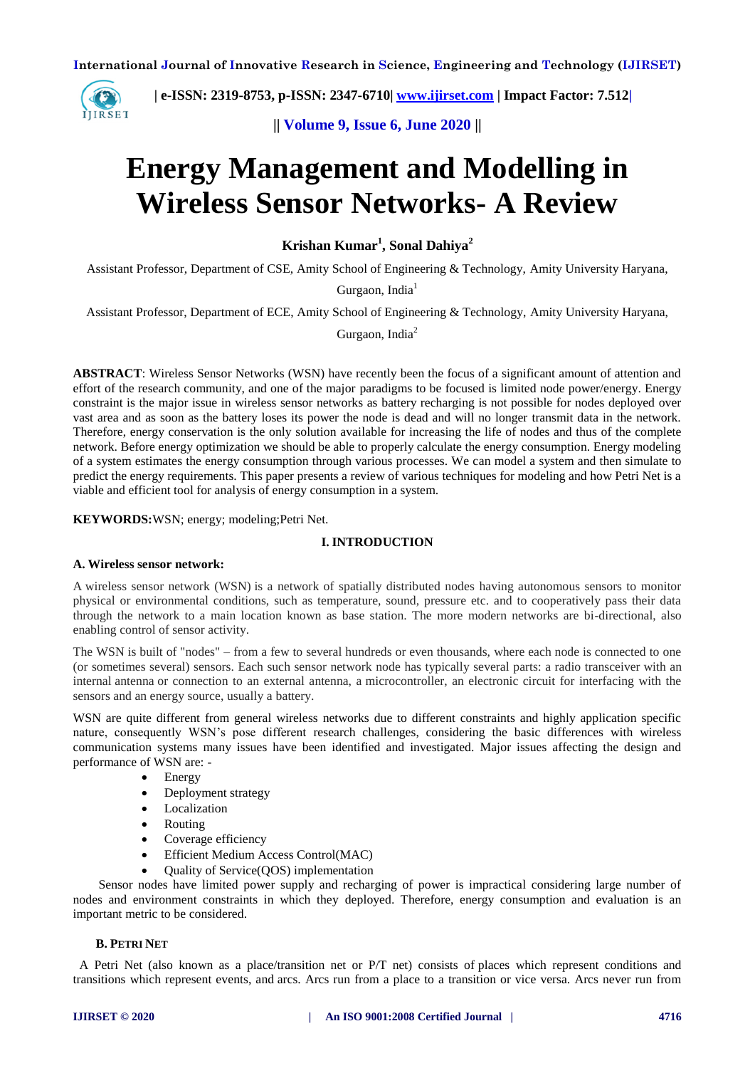# Energy Management and Modelling in Wireless Sensor Networks- A Review

**Krishan Kumar[1], Sonal Dahiya[2]**

Assistant Professor, Department of CSE, Amity School of Engineering & Technology, Amity University Haryana, Gurgaon, India[1]

Assistant Professor, Department of ECE, Amity School of Engineering & Technology, Amity University Haryana, Gurgaon, India[2]

**ABSTRACT**: Wireless Sensor Networks (WSN) have recently been the focus of a significant amount of attention and effort of the research community, and one of the major paradigms to be focused is limited node power/energy. Energy constraint is the major issue in wireless sensor networks as battery recharging is not possible for nodes deployed over vast area and as soon as the battery loses its power the node is dead and will no longer transmit data in the network. Therefore, energy conservation is the only solution available for increasing the life of nodes and thus of the complete network. Before energy optimization we should be able to properly calculate the energy consumption. Energy modeling of a system estimates the energy consumption through various processes. We can model a system and then simulate to predict the energy requirements. This paper presents a review of various techniques for modeling and how Petri Net is a viable and efficient tool for analysis of energy consumption in a system.

**KEYWORDS:** WSN; energy; modeling;Petri Net.

## I. INTRODUCTION

### A. Wireless sensor network:

A wireless sensor network (WSN) is a network of spatially distributed nodes having autonomous sensors to monitor physical or environmental conditions, such as temperature, sound, pressure etc. and to cooperatively pass their data through the network to a main location known as base station. The more modern networks are bi-directional, also enabling control of sensor activity.

The WSN is built of "nodes" – from a few to several hundreds or even thousands, where each node is connected to one (or sometimes several) sensors. Each such sensor network node has typically several parts: a radio transceiver with an internal antenna or connection to an external antenna, a microcontroller, an electronic circuit for interfacing with the sensors and an energy source, usually a battery.

WSN are quite different from general wireless networks due to different constraints and highly application specific nature, consequently WSN's pose different research challenges, considering the basic differences with wireless communication systems many issues have been identified and investigated. Major issues affecting the design and performance of WSN are: -

- Energy
- Deployment strategy
- Localization
- Routing
- Coverage efficiency
- Efficient Medium Access Control(MAC)
- Quality of Service(QOS) implementation

Sensor nodes have limited power supply and recharging of power is impractical considering large number of nodes and environment constraints in which they deployed. Therefore, energy consumption and evaluation is an important metric to be considered.

### B. Petri Net

A Petri Net (also known as a place/transition net or P/T net) consists of places which represent conditions and transitions which represent events, and arcs. Arcs run from a place to a transition or vice versa. Arcs never run from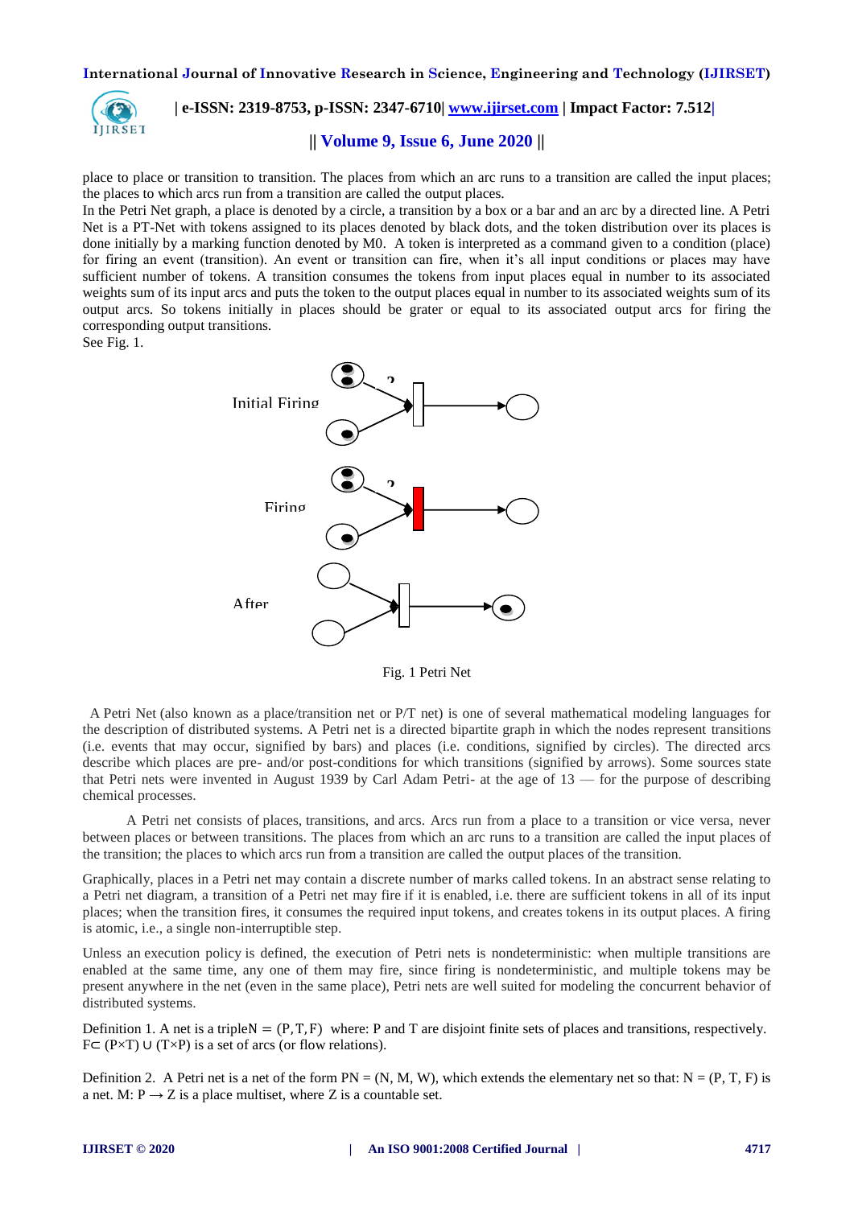place to place or transition to transition. The places from which an arc runs to a transition are called the input places; the places to which arcs run from a transition are called the output places.

In the Petri Net graph, a place is denoted by a circle, a transition by a box or a bar and an arc by a directed line. A Petri Net is a PT-Net with tokens assigned to its places denoted by black dots, and the token distribution over its places is done initially by a marking function denoted by M0. A token is interpreted as a command given to a condition (place) for firing an event (transition). An event or transition can fire, when it's all input conditions or places may have sufficient number of tokens. A transition consumes the tokens from input places equal in number to its associated weights sum of its input arcs and puts the token to the output places equal in number to its associated weights sum of its output arcs. So tokens initially in places should be grater or equal to its associated output arcs for firing the corresponding output transitions.

See Fig. 1.

Initial Firing

Firing

After

Fig. 1 Petri Net

A Petri Net (also known as a place/transition net or P/T net) is one of several mathematical modeling languages for the description of distributed systems. A Petri net is a directed bipartite graph in which the nodes represent transitions (i.e. events that may occur, signified by bars) and places (i.e. conditions, signified by circles). The directed arcs describe which places are pre- and/or post-conditions for which transitions (signified by arrows). Some sources state that Petri nets were invented in August 1939 by Carl Adam Petri- at the age of 13 — for the purpose of describing chemical processes.

A Petri net consists of places, transitions, and arcs. Arcs run from a place to a transition or vice versa, never between places or between transitions. The places from which an arc runs to a transition are called the input places of the transition; the places to which arcs run from a transition are called the output places of the transition.

Graphically, places in a Petri net may contain a discrete number of marks called tokens. In an abstract sense relating to a Petri net diagram, a transition of a Petri net may fire if it is enabled, i.e. there are sufficient tokens in all of its input places; when the transition fires, it consumes the required input tokens, and creates tokens in its output places. A firing is atomic, i.e., a single non-interruptible step.

Unless an execution policy is defined, the execution of Petri nets is nondeterministic: when multiple transitions are enabled at the same time, any one of them may fire, since firing is nondeterministic, and multiple tokens may be present anywhere in the net (even in the same place), Petri nets are well suited for modeling the concurrent behavior of distributed systems.

Definition 1. A net is a triple $N = (P, T, F)$ where: P and T are disjoint finite sets of places and transitions, respectively. $F \subset (P \times T) \cup (T \times P)$ is a set of arcs (or flow relations).

Definition 2. A Petri net is a net of the form PN = (N, M, W), which extends the elementary net so that: N = (P, T, F) is a net. $M: P \rightarrow Z$ is a place multiset, where Z is a countable set.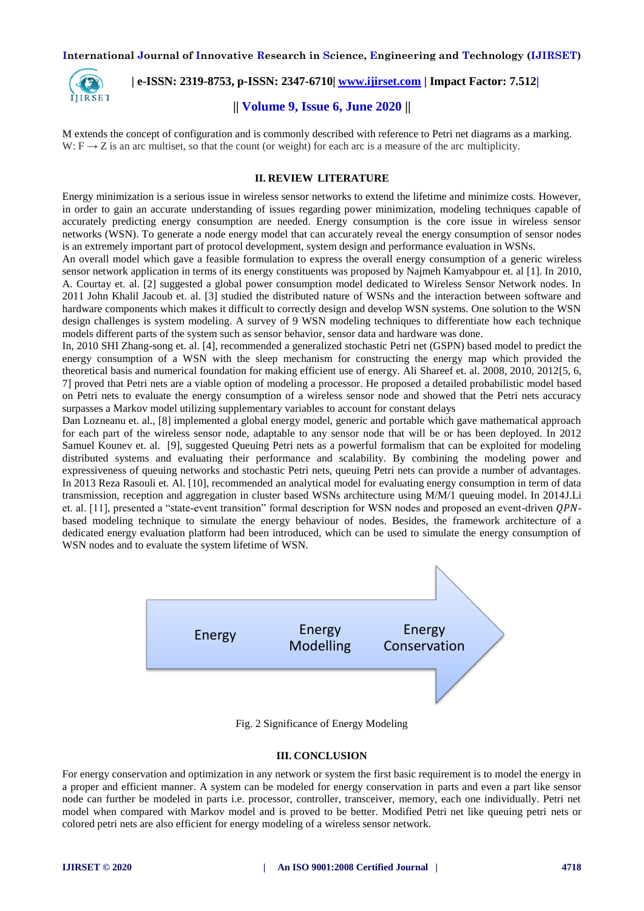M extends the concept of configuration and is commonly described with reference to Petri net diagrams as a marking. W: F → Z is an arc multiset, so that the count (or weight) for each arc is a measure of the arc multiplicity.

## II. REVIEW LITERATURE

Energy minimization is a serious issue in wireless sensor networks to extend the lifetime and minimize costs. However, in order to gain an accurate understanding of issues regarding power minimization, modeling techniques capable of accurately predicting energy consumption are needed. Energy consumption is the core issue in wireless sensor networks (WSN). To generate a node energy model that can accurately reveal the energy consumption of sensor nodes is an extremely important part of protocol development, system design and performance evaluation in WSNs.

An overall model which gave a feasible formulation to express the overall energy consumption of a generic wireless sensor network application in terms of its energy constituents was proposed by Najmeh Kamyabpour et. al [1]. In 2010, A. Courtay et. al. [2] suggested a global power consumption model dedicated to Wireless Sensor Network nodes. In 2011 John Khalil Jacoub et. al. [3] studied the distributed nature of WSNs and the interaction between software and hardware components which makes it difficult to correctly design and develop WSN systems. One solution to the WSN design challenges is system modeling. A survey of 9 WSN modeling techniques to differentiate how each technique models different parts of the system such as sensor behavior, sensor data and hardware was done.

In, 2010 SHI Zhang-song et. al. [4], recommended a generalized stochastic Petri net (GSPN) based model to predict the energy consumption of a WSN with the sleep mechanism for constructing the energy map which provided the theoretical basis and numerical foundation for making efficient use of energy. Ali Shareef et. al. 2008, 2010, 2012[5, 6, 7] proved that Petri nets are a viable option of modeling a processor. He proposed a detailed probabilistic model based on Petri nets to evaluate the energy consumption of a wireless sensor node and showed that the Petri nets accuracy surpasses a Markov model utilizing supplementary variables to account for constant delays

Dan Lozneanu et. al., [8] implemented a global energy model, generic and portable which gave mathematical approach for each part of the wireless sensor node, adaptable to any sensor node that will be or has been deployed. In 2012 Samuel Kounev et. al. [9], suggested Queuing Petri nets as a powerful formalism that can be exploited for modeling distributed systems and evaluating their performance and scalability. By combining the modeling power and expressiveness of queuing networks and stochastic Petri nets, queuing Petri nets can provide a number of advantages. In 2013 Reza Rasouli et. Al. [10], recommended an analytical model for evaluating energy consumption in term of data transmission, reception and aggregation in cluster based WSNs architecture using M/M/1 queuing model. In 2014J.Li et. al. [11], presented a "state-event transition" formal description for WSN nodes and proposed an event-driven $QPN$-based modeling technique to simulate the energy behaviour of nodes. Besides, the framework architecture of a dedicated energy evaluation platform had been introduced, which can be used to simulate the energy consumption of WSN nodes and to evaluate the system lifetime of WSN.

Energy → Energy Modelling → Energy Conservation

Fig. 2 Significance of Energy Modeling

## III. CONCLUSION

For energy conservation and optimization in any network or system the first basic requirement is to model the energy in a proper and efficient manner. A system can be modeled for energy conservation in parts and even a part like sensor node can further be modeled in parts i.e. processor, controller, transceiver, memory, each one individually. Petri net model when compared with Markov model and is proved to be better. Modified Petri net like queuing petri nets or colored petri nets are also efficient for energy modeling of a wireless sensor network.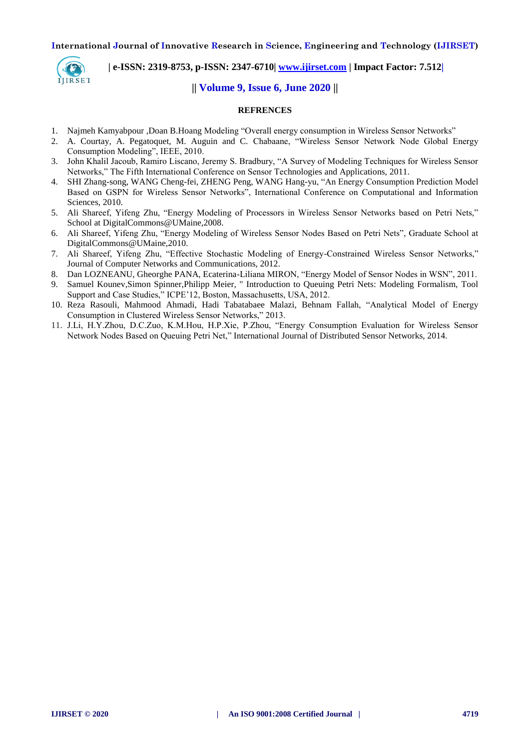## REFRENCES

1. Najmeh Kamyabpour ,Doan B.Hoang Modeling "Overall energy consumption in Wireless Sensor Networks"
2. A. Courtay, A. Pegatoquet, M. Auguin and C. Chabaane, "Wireless Sensor Network Node Global Energy Consumption Modeling", IEEE, 2010.
3. John Khalil Jacoub, Ramiro Liscano, Jeremy S. Bradbury, "A Survey of Modeling Techniques for Wireless Sensor Networks," The Fifth International Conference on Sensor Technologies and Applications, 2011.
4. SHI Zhang-song, WANG Cheng-fei, ZHENG Peng, WANG Hang-yu, "An Energy Consumption Prediction Model Based on GSPN for Wireless Sensor Networks", International Conference on Computational and Information Sciences, 2010.
5. Ali Shareef, Yifeng Zhu, "Energy Modeling of Processors in Wireless Sensor Networks based on Petri Nets," School at DigitalCommons@UMaine,2008.
6. Ali Shareef, Yifeng Zhu, "Energy Modeling of Wireless Sensor Nodes Based on Petri Nets", Graduate School at DigitalCommons@UMaine,2010.
7. Ali Shareef, Yifeng Zhu, "Effective Stochastic Modeling of Energy-Constrained Wireless Sensor Networks," Journal of Computer Networks and Communications, 2012.
8. Dan LOZNEANU, Gheorghe PANA, Ecaterina-Liliana MIRON, "Energy Model of Sensor Nodes in WSN", 2011.
9. Samuel Kounev,Simon Spinner,Philipp Meier, " Introduction to Queuing Petri Nets: Modeling Formalism, Tool Support and Case Studies," ICPE'12, Boston, Massachusetts, USA, 2012.
10. Reza Rasouli, Mahmood Ahmadi, Hadi Tabatabaee Malazi, Behnam Fallah, "Analytical Model of Energy Consumption in Clustered Wireless Sensor Networks," 2013.
11. J.Li, H.Y.Zhou, D.C.Zuo, K.M.Hou, H.P.Xie, P.Zhou, "Energy Consumption Evaluation for Wireless Sensor Network Nodes Based on Queuing Petri Net," International Journal of Distributed Sensor Networks, 2014.